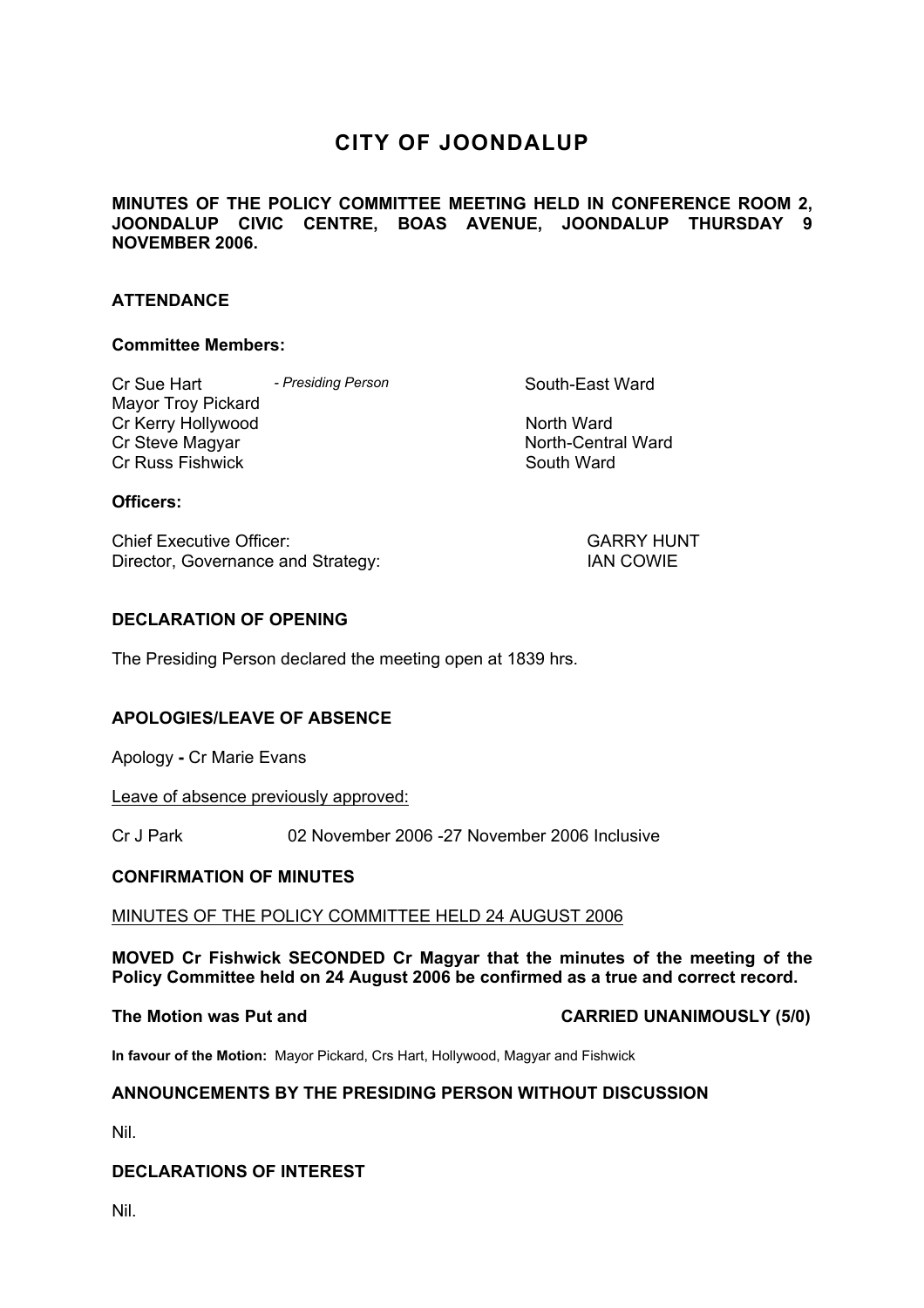# CITY OF JOONDALUP

**MINUTES OF THE POLICY COMMITTEE MEETING HELD IN CONFERENCE ROOM 2, JOONDALUP CIVIC CENTRE, BOAS AVENUE, JOONDALUP THURSDAY 9 NOVEMBER 2006.**

## ATTENDANCE

### Committee Members:

| | | |
|---|---|---|
| Cr Sue Hart | *- Presiding Person* | South-East Ward |
| Mayor Troy Pickard | | |
| Cr Kerry Hollywood | | North Ward |
| Cr Steve Magyar | | North-Central Ward |
| Cr Russ Fishwick | | South Ward |

### Officers:

| | |
|---|---|
| Chief Executive Officer: | GARRY HUNT |
| Director, Governance and Strategy: | IAN COWIE |

## DECLARATION OF OPENING

The Presiding Person declared the meeting open at 1839 hrs.

## APOLOGIES/LEAVE OF ABSENCE

Apology **-** Cr Marie Evans

Leave of absence previously approved:

Cr J Park 02 November 2006 -27 November 2006 Inclusive

## CONFIRMATION OF MINUTES

MINUTES OF THE POLICY COMMITTEE HELD 24 AUGUST 2006

**MOVED Cr Fishwick SECONDED Cr Magyar that the minutes of the meeting of the Policy Committee held on 24 August 2006 be confirmed as a true and correct record.**

**The Motion was Put and CARRIED UNANIMOUSLY (5/0)**

**In favour of the Motion:** Mayor Pickard, Crs Hart, Hollywood, Magyar and Fishwick

## ANNOUNCEMENTS BY THE PRESIDING PERSON WITHOUT DISCUSSION

Nil.

## DECLARATIONS OF INTEREST

Nil.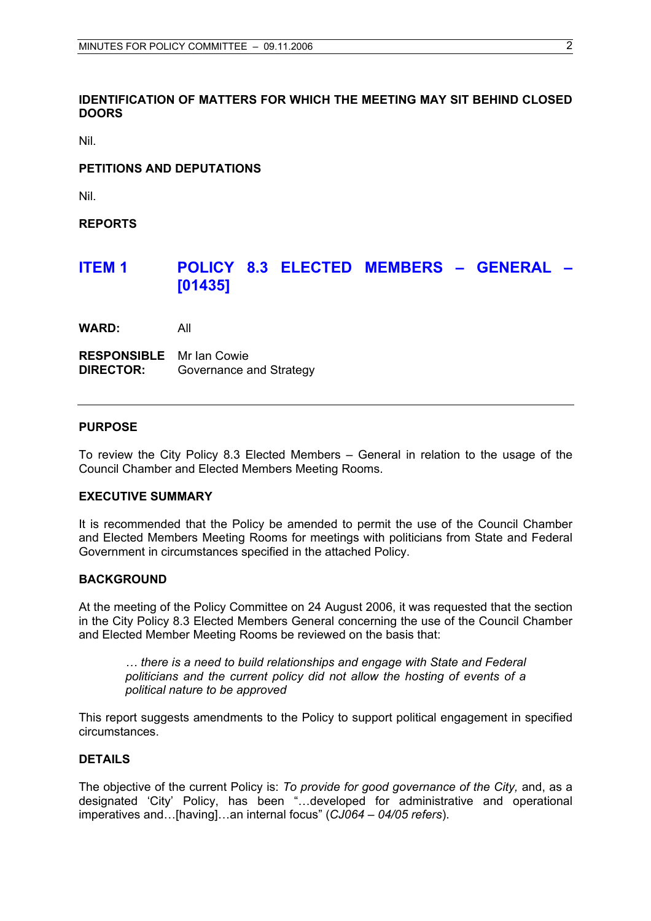**IDENTIFICATION OF MATTERS FOR WHICH THE MEETING MAY SIT BEHIND CLOSED DOORS**

Nil.

**PETITIONS AND DEPUTATIONS**

Nil.

**REPORTS**

## ITEM 1 POLICY 8.3 ELECTED MEMBERS – GENERAL – [01435]

**WARD:** All

**RESPONSIBLE DIRECTOR:** Mr Ian Cowie
Governance and Strategy

---

**PURPOSE**

To review the City Policy 8.3 Elected Members – General in relation to the usage of the Council Chamber and Elected Members Meeting Rooms.

**EXECUTIVE SUMMARY**

It is recommended that the Policy be amended to permit the use of the Council Chamber and Elected Members Meeting Rooms for meetings with politicians from State and Federal Government in circumstances specified in the attached Policy.

**BACKGROUND**

At the meeting of the Policy Committee on 24 August 2006, it was requested that the section in the City Policy 8.3 Elected Members General concerning the use of the Council Chamber and Elected Member Meeting Rooms be reviewed on the basis that:

> *… there is a need to build relationships and engage with State and Federal politicians and the current policy did not allow the hosting of events of a political nature to be approved*

This report suggests amendments to the Policy to support political engagement in specified circumstances.

**DETAILS**

The objective of the current Policy is: *To provide for good governance of the City,* and, as a designated 'City' Policy, has been "…developed for administrative and operational imperatives and…[having]…an internal focus" (*CJ064 – 04/05 refers*).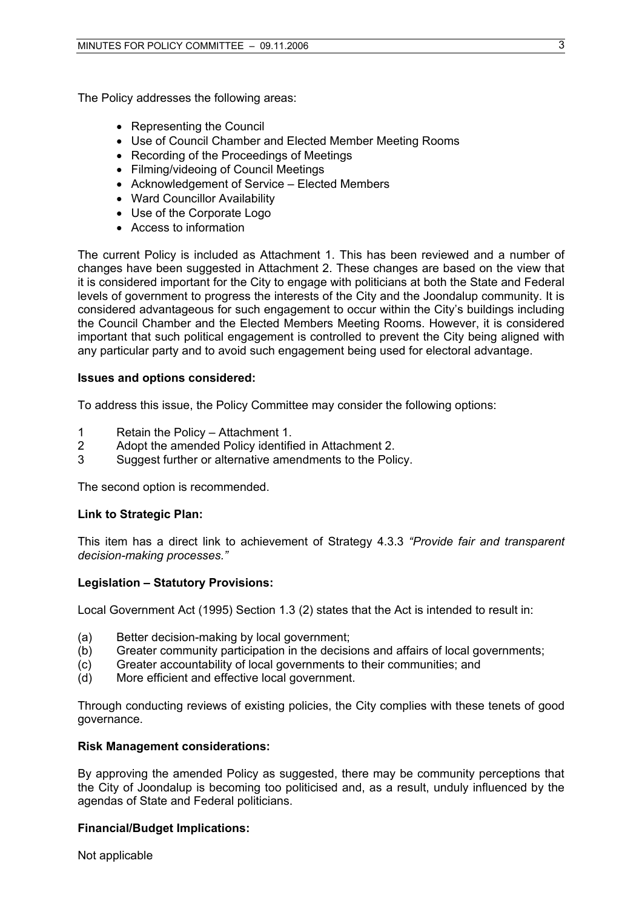The Policy addresses the following areas:

- Representing the Council
- Use of Council Chamber and Elected Member Meeting Rooms
- Recording of the Proceedings of Meetings
- Filming/videoing of Council Meetings
- Acknowledgement of Service – Elected Members
- Ward Councillor Availability
- Use of the Corporate Logo
- Access to information

The current Policy is included as Attachment 1. This has been reviewed and a number of changes have been suggested in Attachment 2. These changes are based on the view that it is considered important for the City to engage with politicians at both the State and Federal levels of government to progress the interests of the City and the Joondalup community. It is considered advantageous for such engagement to occur within the City's buildings including the Council Chamber and the Elected Members Meeting Rooms. However, it is considered important that such political engagement is controlled to prevent the City being aligned with any particular party and to avoid such engagement being used for electoral advantage.

**Issues and options considered:**

To address this issue, the Policy Committee may consider the following options:

1 Retain the Policy – Attachment 1.
2 Adopt the amended Policy identified in Attachment 2.
3 Suggest further or alternative amendments to the Policy.

The second option is recommended.

**Link to Strategic Plan:**

This item has a direct link to achievement of Strategy 4.3.3 *"Provide fair and transparent decision-making processes."*

**Legislation – Statutory Provisions:**

Local Government Act (1995) Section 1.3 (2) states that the Act is intended to result in:

(a) Better decision-making by local government;
(b) Greater community participation in the decisions and affairs of local governments;
(c) Greater accountability of local governments to their communities; and
(d) More efficient and effective local government.

Through conducting reviews of existing policies, the City complies with these tenets of good governance.

**Risk Management considerations:**

By approving the amended Policy as suggested, there may be community perceptions that the City of Joondalup is becoming too politicised and, as a result, unduly influenced by the agendas of State and Federal politicians.

**Financial/Budget Implications:**

Not applicable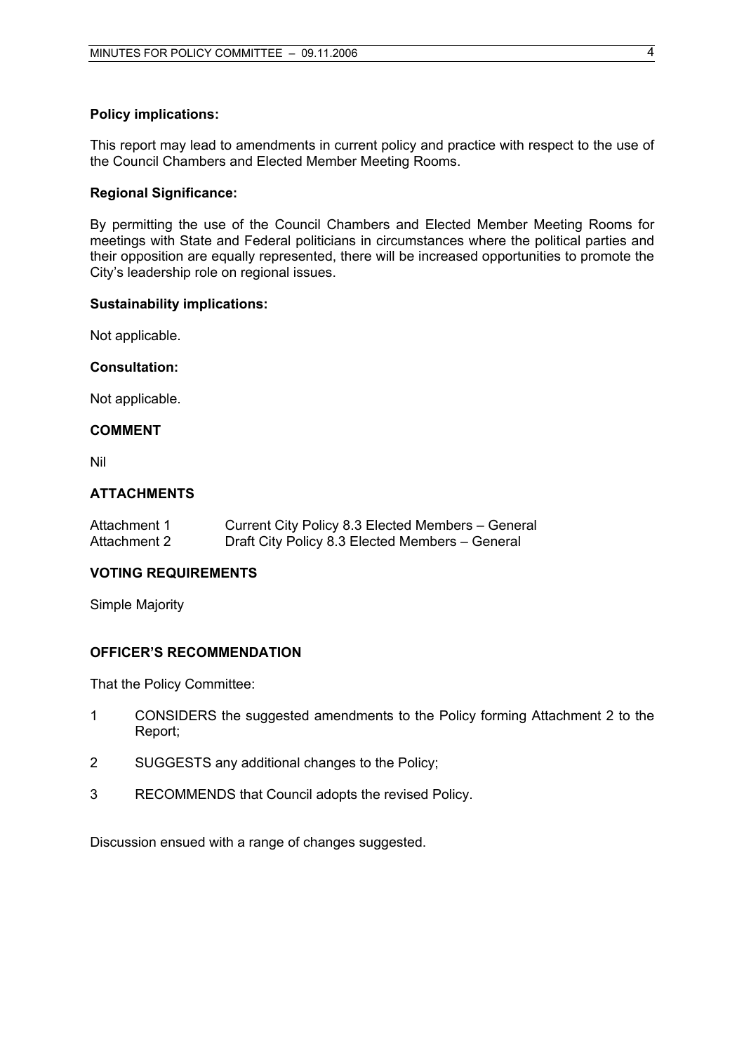**Policy implications:**

This report may lead to amendments in current policy and practice with respect to the use of the Council Chambers and Elected Member Meeting Rooms.

**Regional Significance:**

By permitting the use of the Council Chambers and Elected Member Meeting Rooms for meetings with State and Federal politicians in circumstances where the political parties and their opposition are equally represented, there will be increased opportunities to promote the City's leadership role on regional issues.

**Sustainability implications:**

Not applicable.

**Consultation:**

Not applicable.

**COMMENT**

Nil

**ATTACHMENTS**

| | |
|---|---|
| Attachment 1 | Current City Policy 8.3 Elected Members – General |
| Attachment 2 | Draft City Policy 8.3 Elected Members – General |

**VOTING REQUIREMENTS**

Simple Majority

**OFFICER'S RECOMMENDATION**

That the Policy Committee:

1 CONSIDERS the suggested amendments to the Policy forming Attachment 2 to the Report;

2 SUGGESTS any additional changes to the Policy;

3 RECOMMENDS that Council adopts the revised Policy.

Discussion ensued with a range of changes suggested.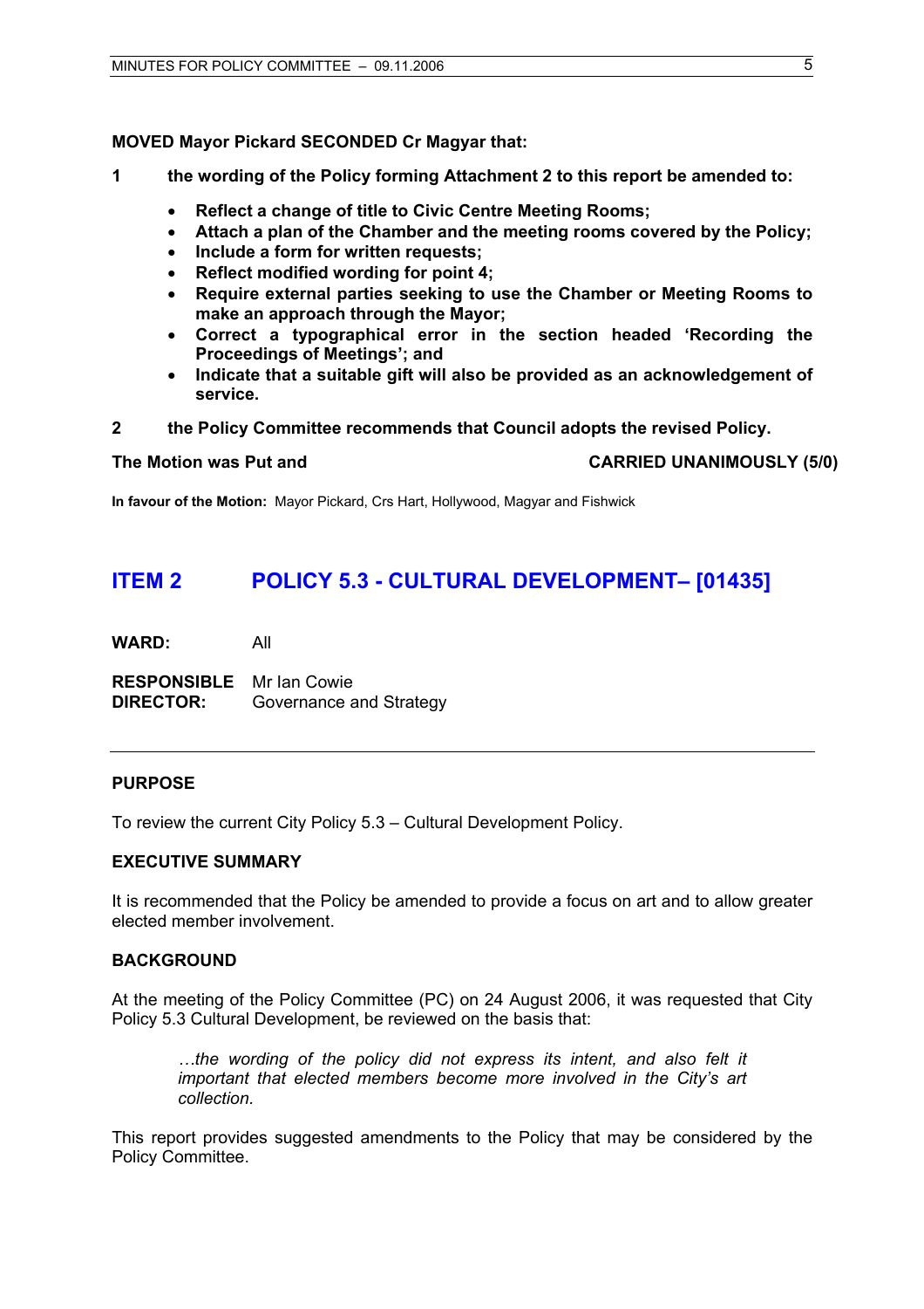**MOVED Mayor Pickard SECONDED Cr Magyar that:**

**1 the wording of the Policy forming Attachment 2 to this report be amended to:**

- **Reflect a change of title to Civic Centre Meeting Rooms;**
- **Attach a plan of the Chamber and the meeting rooms covered by the Policy;**
- **Include a form for written requests;**
- **Reflect modified wording for point 4;**
- **Require external parties seeking to use the Chamber or Meeting Rooms to make an approach through the Mayor;**
- **Correct a typographical error in the section headed 'Recording the Proceedings of Meetings'; and**
- **Indicate that a suitable gift will also be provided as an acknowledgement of service.**

**2 the Policy Committee recommends that Council adopts the revised Policy.**

**The Motion was Put and CARRIED UNANIMOUSLY (5/0)**

**In favour of the Motion:** Mayor Pickard, Crs Hart, Hollywood, Magyar and Fishwick

## ITEM 2 POLICY 5.3 - CULTURAL DEVELOPMENT– [01435]

**WARD:** All

**RESPONSIBLE DIRECTOR:** Mr Ian Cowie, Governance and Strategy

### PURPOSE

To review the current City Policy 5.3 – Cultural Development Policy.

### EXECUTIVE SUMMARY

It is recommended that the Policy be amended to provide a focus on art and to allow greater elected member involvement.

### BACKGROUND

At the meeting of the Policy Committee (PC) on 24 August 2006, it was requested that City Policy 5.3 Cultural Development, be reviewed on the basis that:

> *…the wording of the policy did not express its intent, and also felt it important that elected members become more involved in the City's art collection.*

This report provides suggested amendments to the Policy that may be considered by the Policy Committee.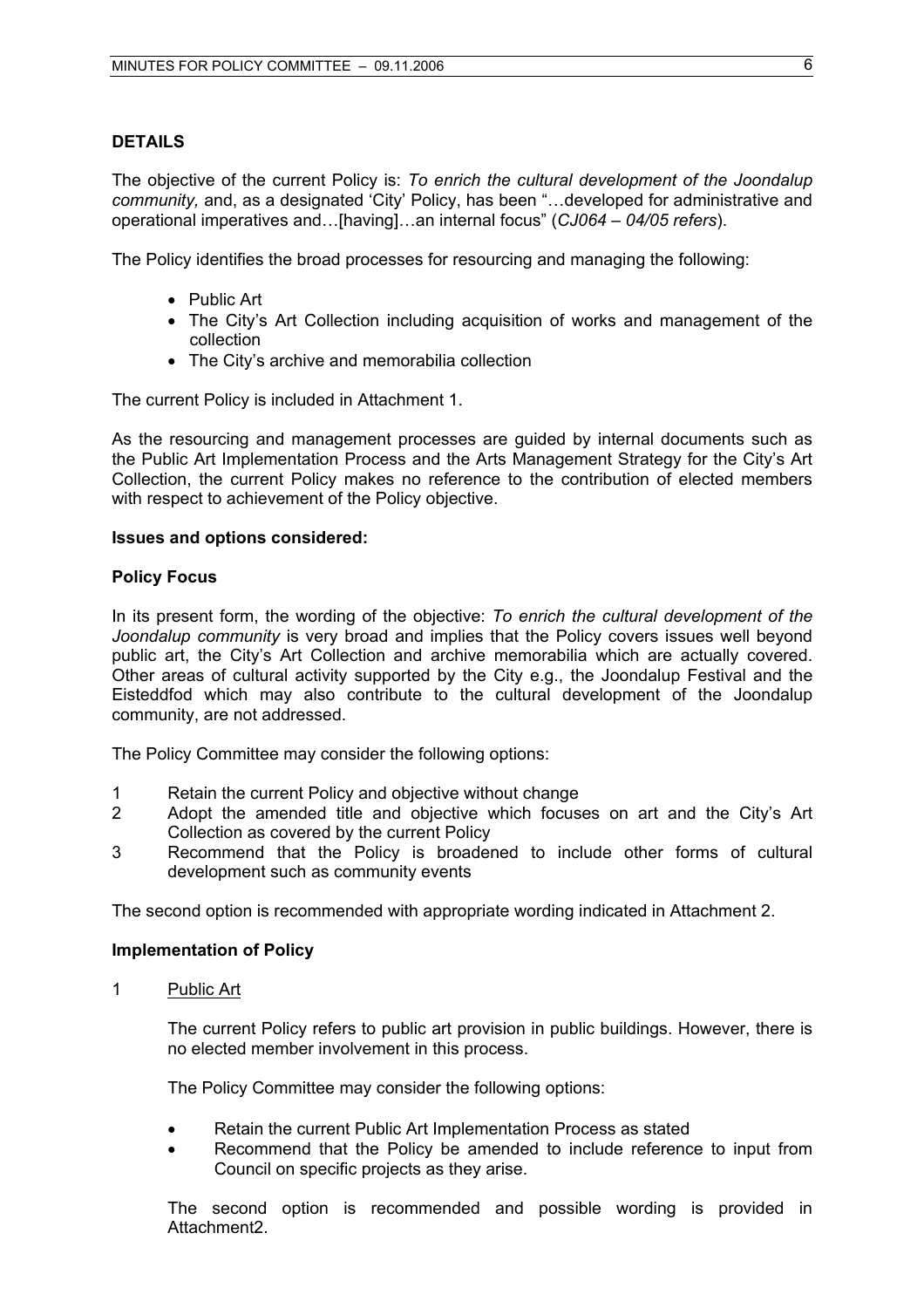**DETAILS**

The objective of the current Policy is: *To enrich the cultural development of the Joondalup community,* and, as a designated 'City' Policy, has been "…developed for administrative and operational imperatives and…[having]…an internal focus" (*CJ064 – 04/05 refers*).

The Policy identifies the broad processes for resourcing and managing the following:

- Public Art
- The City's Art Collection including acquisition of works and management of the collection
- The City's archive and memorabilia collection

The current Policy is included in Attachment 1.

As the resourcing and management processes are guided by internal documents such as the Public Art Implementation Process and the Arts Management Strategy for the City's Art Collection, the current Policy makes no reference to the contribution of elected members with respect to achievement of the Policy objective.

**Issues and options considered:**

**Policy Focus**

In its present form, the wording of the objective: *To enrich the cultural development of the Joondalup community* is very broad and implies that the Policy covers issues well beyond public art, the City's Art Collection and archive memorabilia which are actually covered. Other areas of cultural activity supported by the City e.g., the Joondalup Festival and the Eisteddfod which may also contribute to the cultural development of the Joondalup community, are not addressed.

The Policy Committee may consider the following options:

1 Retain the current Policy and objective without change
2 Adopt the amended title and objective which focuses on art and the City's Art Collection as covered by the current Policy
3 Recommend that the Policy is broadened to include other forms of cultural development such as community events

The second option is recommended with appropriate wording indicated in Attachment 2.

**Implementation of Policy**

1 Public Art

The current Policy refers to public art provision in public buildings. However, there is no elected member involvement in this process.

The Policy Committee may consider the following options:

- Retain the current Public Art Implementation Process as stated
- Recommend that the Policy be amended to include reference to input from Council on specific projects as they arise.

The second option is recommended and possible wording is provided in Attachment2.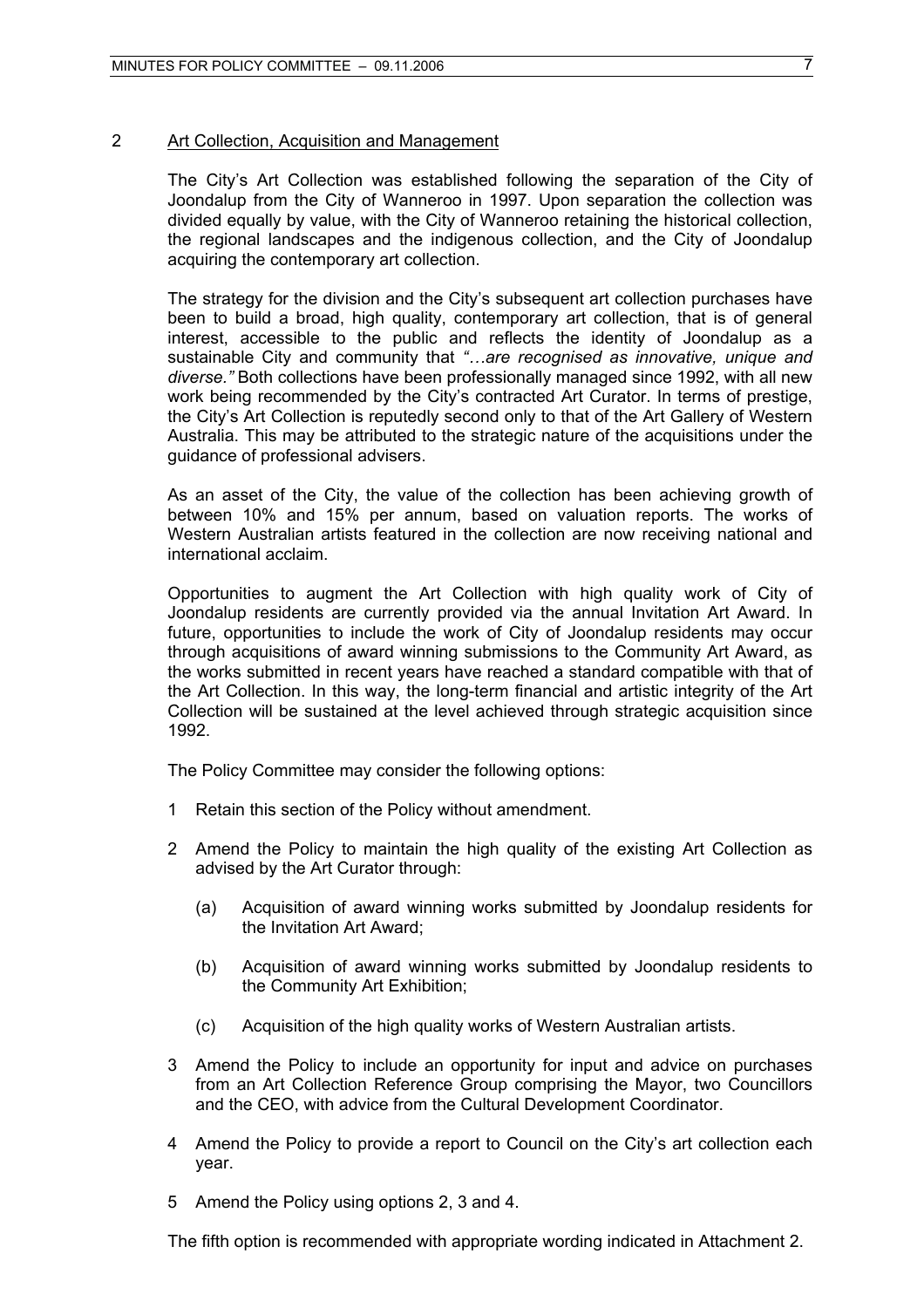2 Art Collection, Acquisition and Management

The City's Art Collection was established following the separation of the City of Joondalup from the City of Wanneroo in 1997. Upon separation the collection was divided equally by value, with the City of Wanneroo retaining the historical collection, the regional landscapes and the indigenous collection, and the City of Joondalup acquiring the contemporary art collection.

The strategy for the division and the City's subsequent art collection purchases have been to build a broad, high quality, contemporary art collection, that is of general interest, accessible to the public and reflects the identity of Joondalup as a sustainable City and community that *"…are recognised as innovative, unique and diverse."* Both collections have been professionally managed since 1992, with all new work being recommended by the City's contracted Art Curator. In terms of prestige, the City's Art Collection is reputedly second only to that of the Art Gallery of Western Australia. This may be attributed to the strategic nature of the acquisitions under the guidance of professional advisers.

As an asset of the City, the value of the collection has been achieving growth of between 10% and 15% per annum, based on valuation reports. The works of Western Australian artists featured in the collection are now receiving national and international acclaim.

Opportunities to augment the Art Collection with high quality work of City of Joondalup residents are currently provided via the annual Invitation Art Award. In future, opportunities to include the work of City of Joondalup residents may occur through acquisitions of award winning submissions to the Community Art Award, as the works submitted in recent years have reached a standard compatible with that of the Art Collection. In this way, the long-term financial and artistic integrity of the Art Collection will be sustained at the level achieved through strategic acquisition since 1992.

The Policy Committee may consider the following options:

1 Retain this section of the Policy without amendment.

2 Amend the Policy to maintain the high quality of the existing Art Collection as advised by the Art Curator through:

   (a) Acquisition of award winning works submitted by Joondalup residents for the Invitation Art Award;

   (b) Acquisition of award winning works submitted by Joondalup residents to the Community Art Exhibition;

   (c) Acquisition of the high quality works of Western Australian artists.

3 Amend the Policy to include an opportunity for input and advice on purchases from an Art Collection Reference Group comprising the Mayor, two Councillors and the CEO, with advice from the Cultural Development Coordinator.

4 Amend the Policy to provide a report to Council on the City's art collection each year.

5 Amend the Policy using options 2, 3 and 4.

The fifth option is recommended with appropriate wording indicated in Attachment 2.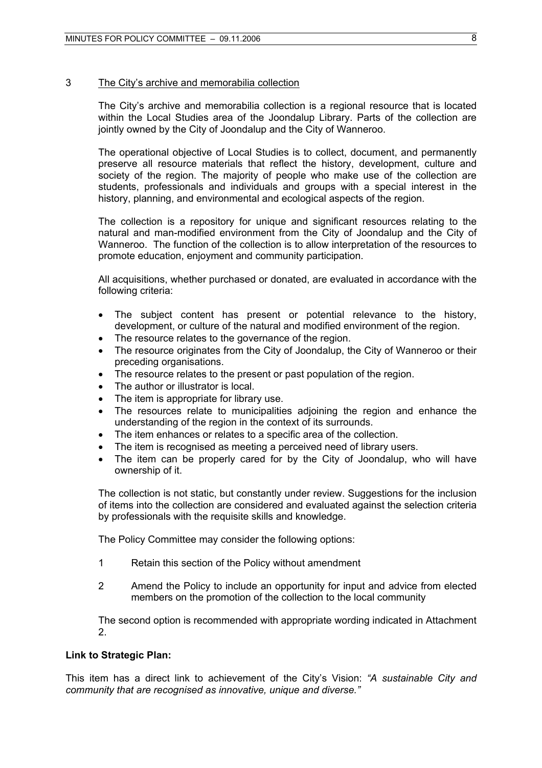3 The City's archive and memorabilia collection

The City's archive and memorabilia collection is a regional resource that is located within the Local Studies area of the Joondalup Library. Parts of the collection are jointly owned by the City of Joondalup and the City of Wanneroo.

The operational objective of Local Studies is to collect, document, and permanently preserve all resource materials that reflect the history, development, culture and society of the region. The majority of people who make use of the collection are students, professionals and individuals and groups with a special interest in the history, planning, and environmental and ecological aspects of the region.

The collection is a repository for unique and significant resources relating to the natural and man-modified environment from the City of Joondalup and the City of Wanneroo. The function of the collection is to allow interpretation of the resources to promote education, enjoyment and community participation.

All acquisitions, whether purchased or donated, are evaluated in accordance with the following criteria:

- The subject content has present or potential relevance to the history, development, or culture of the natural and modified environment of the region.
- The resource relates to the governance of the region.
- The resource originates from the City of Joondalup, the City of Wanneroo or their preceding organisations.
- The resource relates to the present or past population of the region.
- The author or illustrator is local.
- The item is appropriate for library use.
- The resources relate to municipalities adjoining the region and enhance the understanding of the region in the context of its surrounds.
- The item enhances or relates to a specific area of the collection.
- The item is recognised as meeting a perceived need of library users.
- The item can be properly cared for by the City of Joondalup, who will have ownership of it.

The collection is not static, but constantly under review. Suggestions for the inclusion of items into the collection are considered and evaluated against the selection criteria by professionals with the requisite skills and knowledge.

The Policy Committee may consider the following options:

1 Retain this section of the Policy without amendment

2 Amend the Policy to include an opportunity for input and advice from elected members on the promotion of the collection to the local community

The second option is recommended with appropriate wording indicated in Attachment 2.

**Link to Strategic Plan:**

This item has a direct link to achievement of the City's Vision: *"A sustainable City and community that are recognised as innovative, unique and diverse."*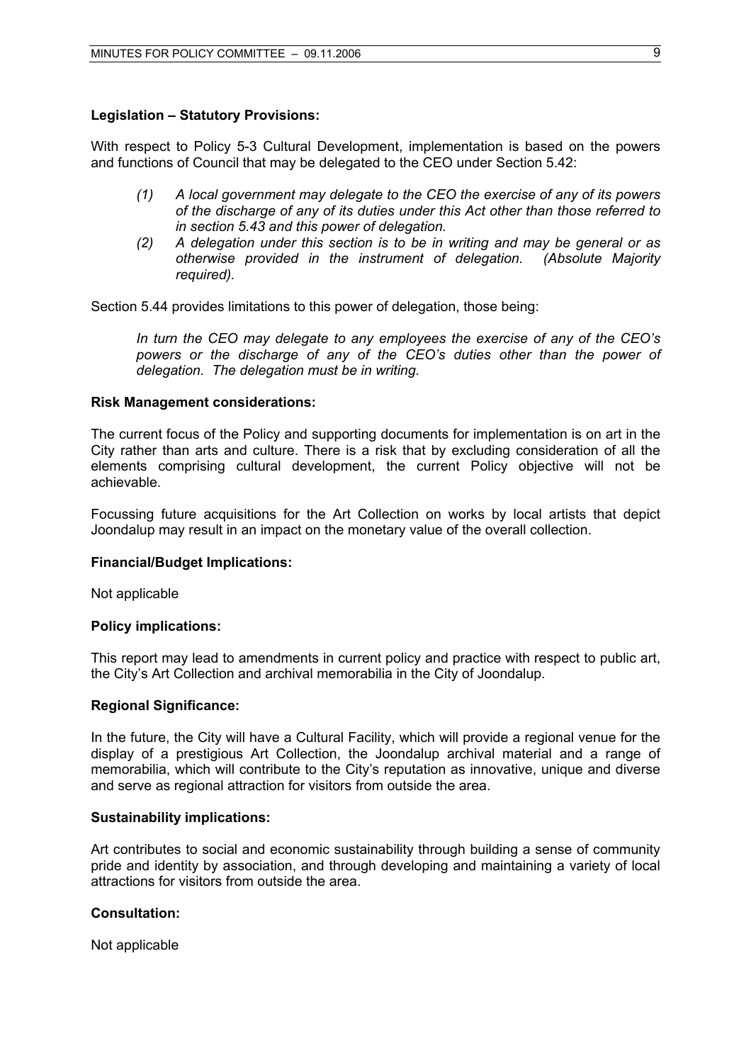**Legislation – Statutory Provisions:**

With respect to Policy 5-3 Cultural Development, implementation is based on the powers and functions of Council that may be delegated to the CEO under Section 5.42:

> *(1) A local government may delegate to the CEO the exercise of any of its powers of the discharge of any of its duties under this Act other than those referred to in section 5.43 and this power of delegation.*
>
> *(2) A delegation under this section is to be in writing and may be general or as otherwise provided in the instrument of delegation. (Absolute Majority required).*

Section 5.44 provides limitations to this power of delegation, those being:

> *In turn the CEO may delegate to any employees the exercise of any of the CEO's powers or the discharge of any of the CEO's duties other than the power of delegation. The delegation must be in writing.*

**Risk Management considerations:**

The current focus of the Policy and supporting documents for implementation is on art in the City rather than arts and culture. There is a risk that by excluding consideration of all the elements comprising cultural development, the current Policy objective will not be achievable.

Focussing future acquisitions for the Art Collection on works by local artists that depict Joondalup may result in an impact on the monetary value of the overall collection.

**Financial/Budget Implications:**

Not applicable

**Policy implications:**

This report may lead to amendments in current policy and practice with respect to public art, the City's Art Collection and archival memorabilia in the City of Joondalup.

**Regional Significance:**

In the future, the City will have a Cultural Facility, which will provide a regional venue for the display of a prestigious Art Collection, the Joondalup archival material and a range of memorabilia, which will contribute to the City's reputation as innovative, unique and diverse and serve as regional attraction for visitors from outside the area.

**Sustainability implications:**

Art contributes to social and economic sustainability through building a sense of community pride and identity by association, and through developing and maintaining a variety of local attractions for visitors from outside the area.

**Consultation:**

Not applicable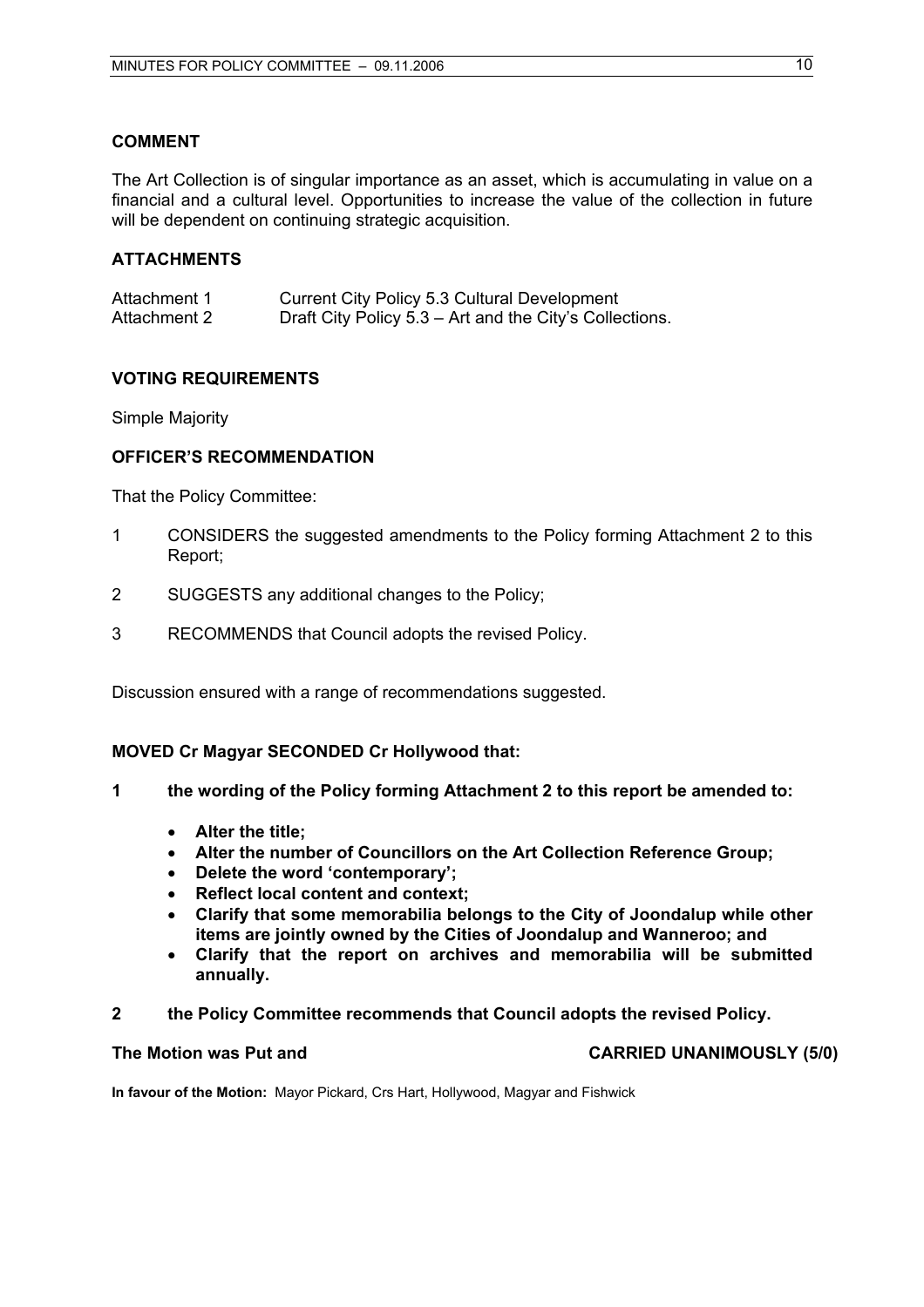**COMMENT**

The Art Collection is of singular importance as an asset, which is accumulating in value on a financial and a cultural level. Opportunities to increase the value of the collection in future will be dependent on continuing strategic acquisition.

**ATTACHMENTS**

| | |
|---|---|
| Attachment 1 | Current City Policy 5.3 Cultural Development |
| Attachment 2 | Draft City Policy 5.3 – Art and the City's Collections. |

**VOTING REQUIREMENTS**

Simple Majority

**OFFICER'S RECOMMENDATION**

That the Policy Committee:

1 CONSIDERS the suggested amendments to the Policy forming Attachment 2 to this Report;

2 SUGGESTS any additional changes to the Policy;

3 RECOMMENDS that Council adopts the revised Policy.

Discussion ensured with a range of recommendations suggested.

**MOVED Cr Magyar SECONDED Cr Hollywood that:**

**1 the wording of the Policy forming Attachment 2 to this report be amended to:**

- **Alter the title;**
- **Alter the number of Councillors on the Art Collection Reference Group;**
- **Delete the word 'contemporary';**
- **Reflect local content and context;**
- **Clarify that some memorabilia belongs to the City of Joondalup while other items are jointly owned by the Cities of Joondalup and Wanneroo; and**
- **Clarify that the report on archives and memorabilia will be submitted annually.**

**2 the Policy Committee recommends that Council adopts the revised Policy.**

**The Motion was Put and CARRIED UNANIMOUSLY (5/0)**

**In favour of the Motion:** Mayor Pickard, Crs Hart, Hollywood, Magyar and Fishwick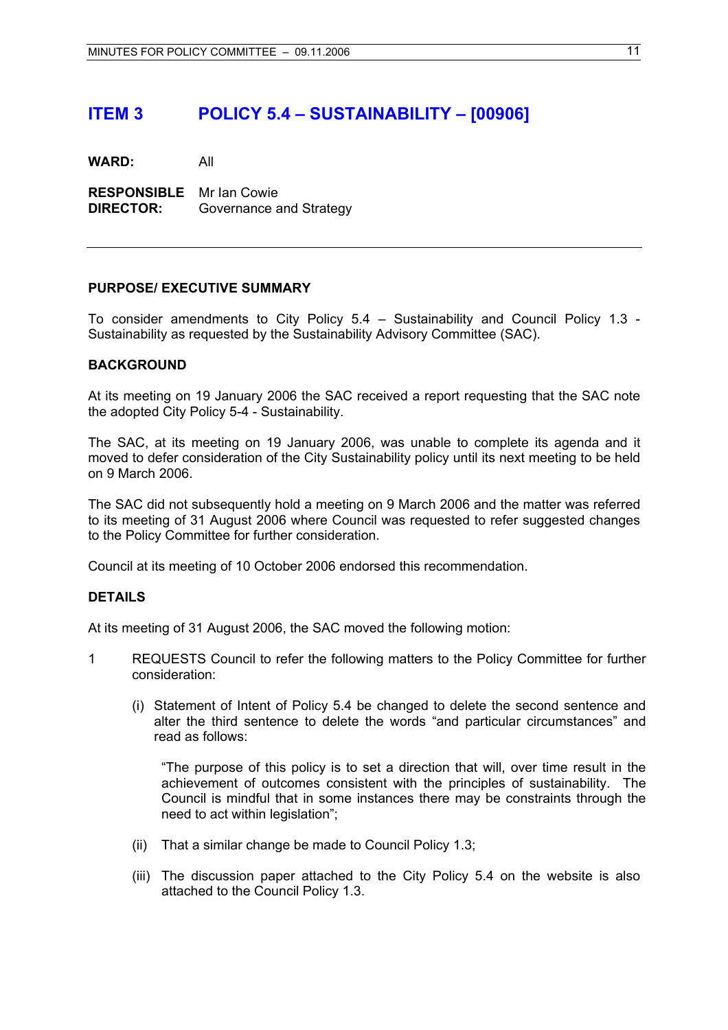# ITEM 3 POLICY 5.4 – SUSTAINABILITY – [00906]

**WARD:** All

**RESPONSIBLE DIRECTOR:** Mr Ian Cowie
Governance and Strategy

---

**PURPOSE/ EXECUTIVE SUMMARY**

To consider amendments to City Policy 5.4 – Sustainability and Council Policy 1.3 - Sustainability as requested by the Sustainability Advisory Committee (SAC).

**BACKGROUND**

At its meeting on 19 January 2006 the SAC received a report requesting that the SAC note the adopted City Policy 5-4 - Sustainability.

The SAC, at its meeting on 19 January 2006, was unable to complete its agenda and it moved to defer consideration of the City Sustainability policy until its next meeting to be held on 9 March 2006.

The SAC did not subsequently hold a meeting on 9 March 2006 and the matter was referred to its meeting of 31 August 2006 where Council was requested to refer suggested changes to the Policy Committee for further consideration.

Council at its meeting of 10 October 2006 endorsed this recommendation.

**DETAILS**

At its meeting of 31 August 2006, the SAC moved the following motion:

1 REQUESTS Council to refer the following matters to the Policy Committee for further consideration:

   (i) Statement of Intent of Policy 5.4 be changed to delete the second sentence and alter the third sentence to delete the words "and particular circumstances" and read as follows:

      "The purpose of this policy is to set a direction that will, over time result in the achievement of outcomes consistent with the principles of sustainability. The Council is mindful that in some instances there may be constraints through the need to act within legislation";

   (ii) That a similar change be made to Council Policy 1.3;

   (iii) The discussion paper attached to the City Policy 5.4 on the website is also attached to the Council Policy 1.3.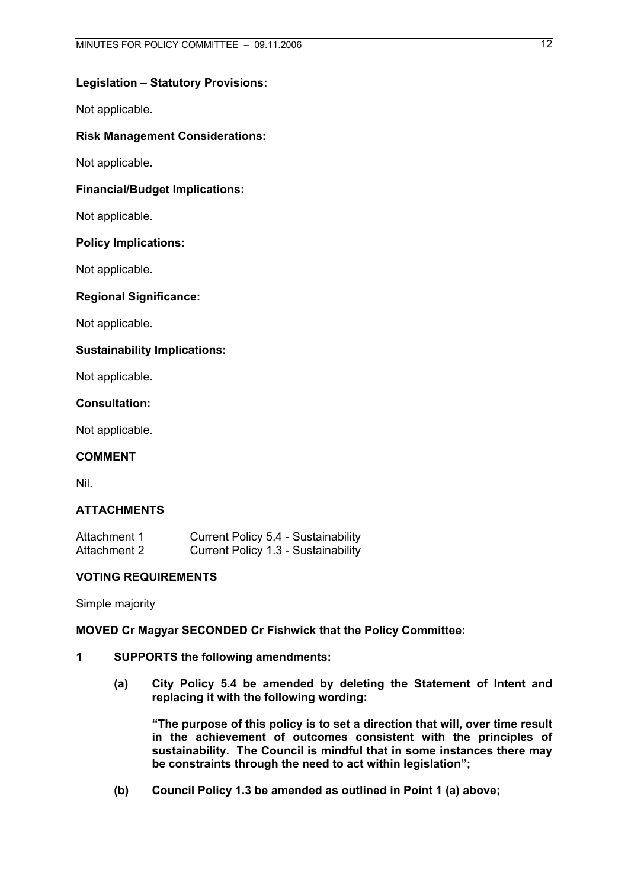**Legislation – Statutory Provisions:**

Not applicable.

**Risk Management Considerations:**

Not applicable.

**Financial/Budget Implications:**

Not applicable.

**Policy Implications:**

Not applicable.

**Regional Significance:**

Not applicable.

**Sustainability Implications:**

Not applicable.

**Consultation:**

Not applicable.

## COMMENT

Nil.

## ATTACHMENTS

| | |
|---|---|
| Attachment 1 | Current Policy 5.4 - Sustainability |
| Attachment 2 | Current Policy 1.3 - Sustainability |

## VOTING REQUIREMENTS

Simple majority

**MOVED Cr Magyar SECONDED Cr Fishwick that the Policy Committee:**

**1 SUPPORTS the following amendments:**

**(a) City Policy 5.4 be amended by deleting the Statement of Intent and replacing it with the following wording:**

**"The purpose of this policy is to set a direction that will, over time result in the achievement of outcomes consistent with the principles of sustainability. The Council is mindful that in some instances there may be constraints through the need to act within legislation";**

**(b) Council Policy 1.3 be amended as outlined in Point 1 (a) above;**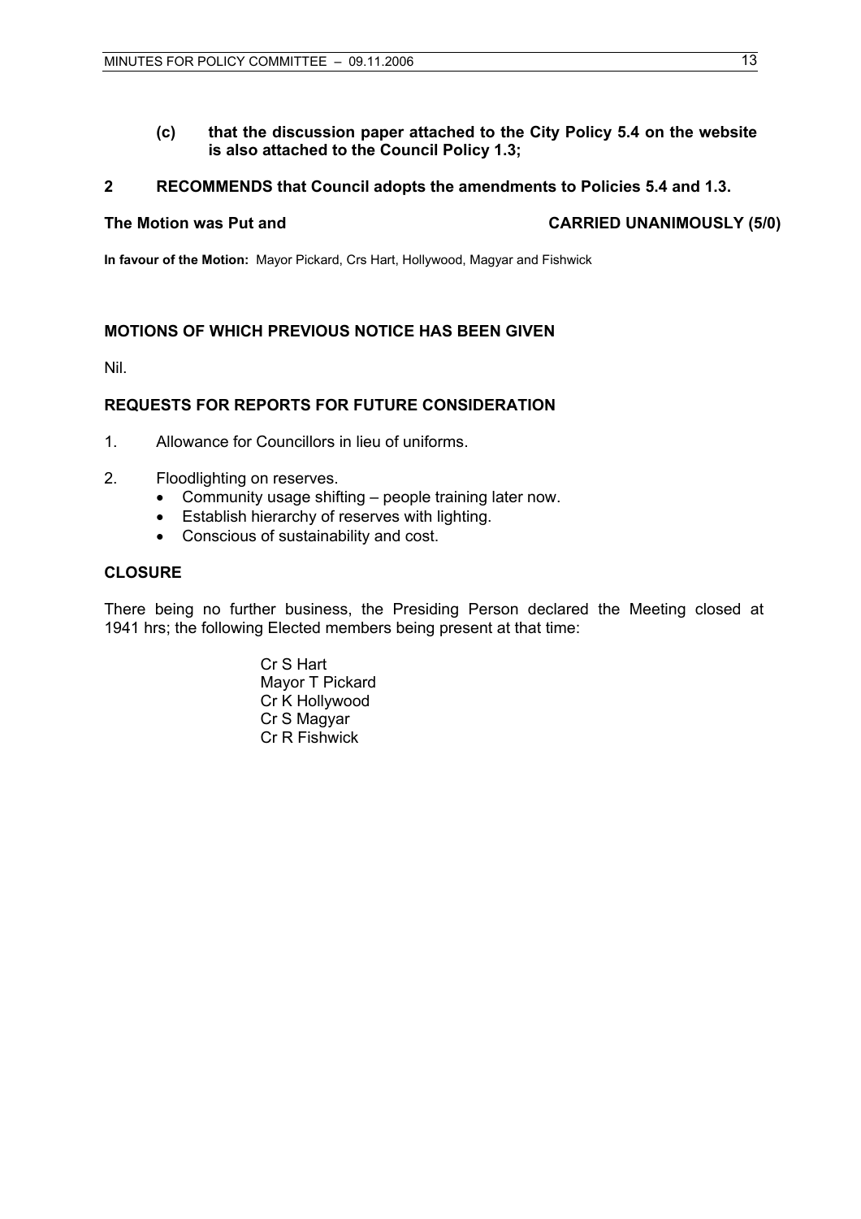**(c) that the discussion paper attached to the City Policy 5.4 on the website is also attached to the Council Policy 1.3;**

**2 RECOMMENDS that Council adopts the amendments to Policies 5.4 and 1.3.**

**The Motion was Put and CARRIED UNANIMOUSLY (5/0)**

**In favour of the Motion:** Mayor Pickard, Crs Hart, Hollywood, Magyar and Fishwick

## MOTIONS OF WHICH PREVIOUS NOTICE HAS BEEN GIVEN

Nil.

## REQUESTS FOR REPORTS FOR FUTURE CONSIDERATION

1. Allowance for Councillors in lieu of uniforms.
2. Floodlighting on reserves.
   - Community usage shifting – people training later now.
   - Establish hierarchy of reserves with lighting.
   - Conscious of sustainability and cost.

## CLOSURE

There being no further business, the Presiding Person declared the Meeting closed at 1941 hrs; the following Elected members being present at that time:

Cr S Hart
Mayor T Pickard
Cr K Hollywood
Cr S Magyar
Cr R Fishwick